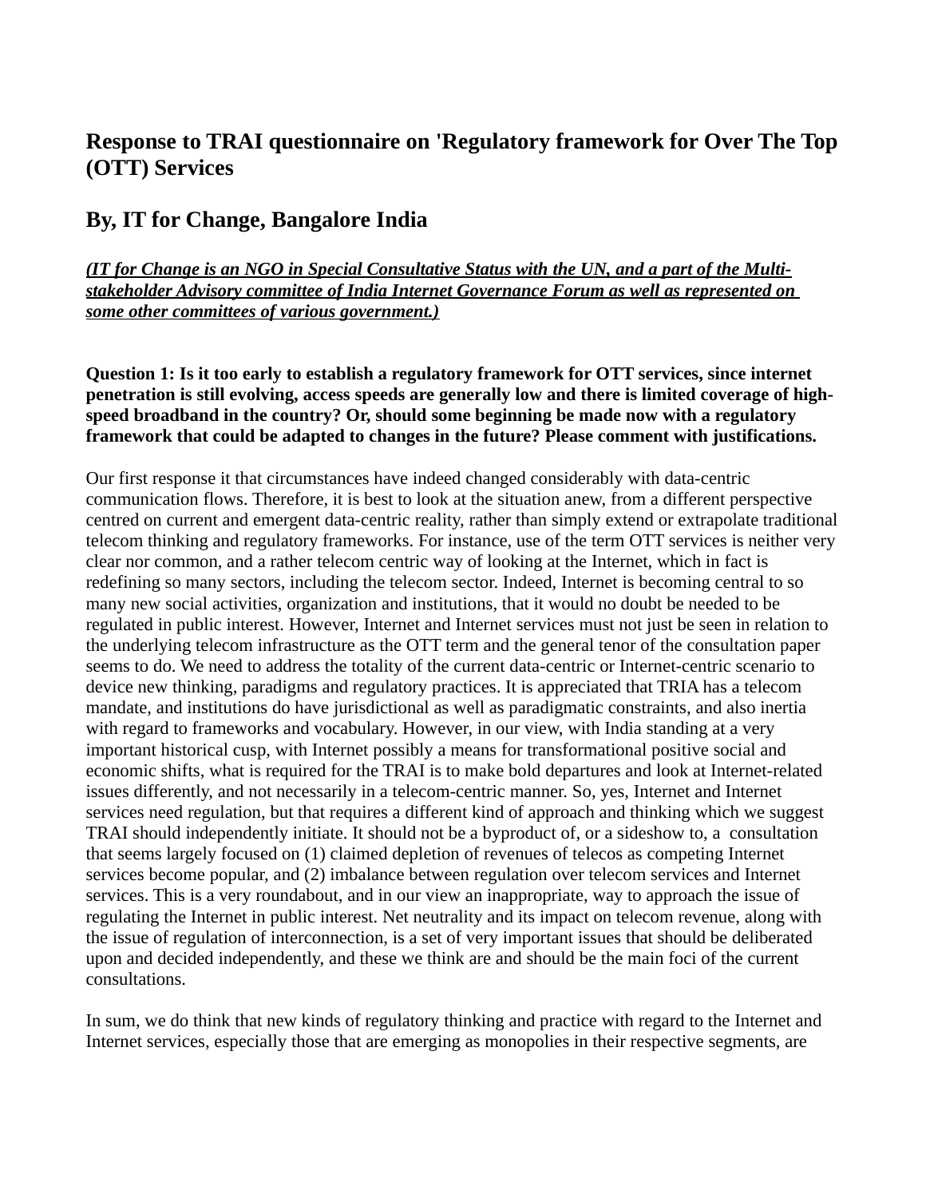# Response to TRAI questionnaire on 'Regulatory framework for Over The Top (OTT) Services

## By, IT for Change, Bangalore India

***(IT for Change is an NGO in Special Consultative Status with the UN, and a part of the Multi-stakeholder Advisory committee of India Internet Governance Forum as well as represented on some other committees of various government.)***

**Question 1: Is it too early to establish a regulatory framework for OTT services, since internet penetration is still evolving, access speeds are generally low and there is limited coverage of high-speed broadband in the country? Or, should some beginning be made now with a regulatory framework that could be adapted to changes in the future? Please comment with justifications.**

Our first response it that circumstances have indeed changed considerably with data-centric communication flows. Therefore, it is best to look at the situation anew, from a different perspective centred on current and emergent data-centric reality, rather than simply extend or extrapolate traditional telecom thinking and regulatory frameworks. For instance, use of the term OTT services is neither very clear nor common, and a rather telecom centric way of looking at the Internet, which in fact is redefining so many sectors, including the telecom sector. Indeed, Internet is becoming central to so many new social activities, organization and institutions, that it would no doubt be needed to be regulated in public interest. However, Internet and Internet services must not just be seen in relation to the underlying telecom infrastructure as the OTT term and the general tenor of the consultation paper seems to do. We need to address the totality of the current data-centric or Internet-centric scenario to device new thinking, paradigms and regulatory practices. It is appreciated that TRIA has a telecom mandate, and institutions do have jurisdictional as well as paradigmatic constraints, and also inertia with regard to frameworks and vocabulary. However, in our view, with India standing at a very important historical cusp, with Internet possibly a means for transformational positive social and economic shifts, what is required for the TRAI is to make bold departures and look at Internet-related issues differently, and not necessarily in a telecom-centric manner. So, yes, Internet and Internet services need regulation, but that requires a different kind of approach and thinking which we suggest TRAI should independently initiate. It should not be a byproduct of, or a sideshow to, a consultation that seems largely focused on (1) claimed depletion of revenues of telecos as competing Internet services become popular, and (2) imbalance between regulation over telecom services and Internet services. This is a very roundabout, and in our view an inappropriate, way to approach the issue of regulating the Internet in public interest. Net neutrality and its impact on telecom revenue, along with the issue of regulation of interconnection, is a set of very important issues that should be deliberated upon and decided independently, and these we think are and should be the main foci of the current consultations.

In sum, we do think that new kinds of regulatory thinking and practice with regard to the Internet and Internet services, especially those that are emerging as monopolies in their respective segments, are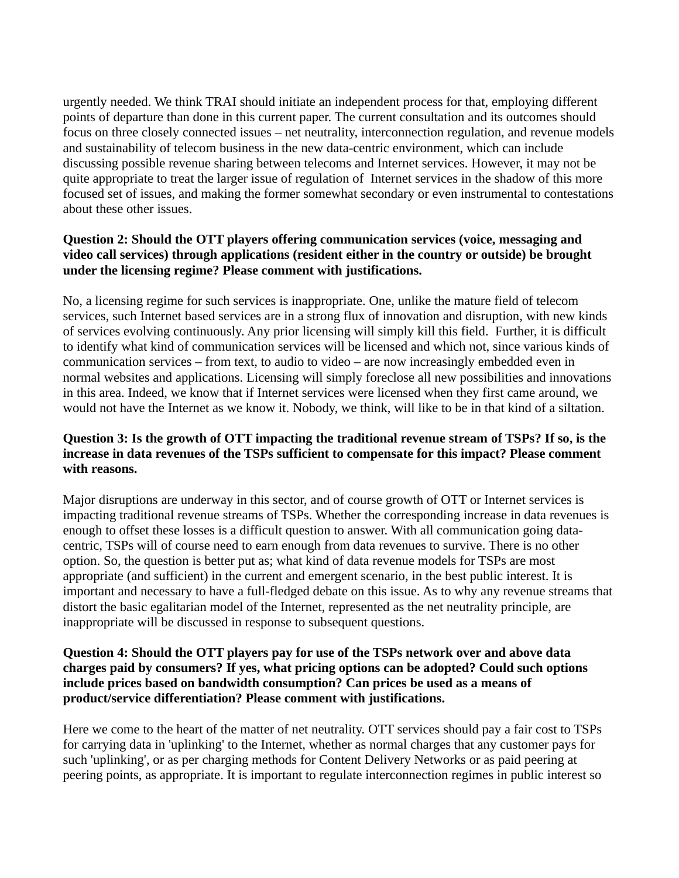urgently needed. We think TRAI should initiate an independent process for that, employing different points of departure than done in this current paper. The current consultation and its outcomes should focus on three closely connected issues – net neutrality, interconnection regulation, and revenue models and sustainability of telecom business in the new data-centric environment, which can include discussing possible revenue sharing between telecoms and Internet services. However, it may not be quite appropriate to treat the larger issue of regulation of Internet services in the shadow of this more focused set of issues, and making the former somewhat secondary or even instrumental to contestations about these other issues.

**Question 2: Should the OTT players offering communication services (voice, messaging and video call services) through applications (resident either in the country or outside) be brought under the licensing regime? Please comment with justifications.**

No, a licensing regime for such services is inappropriate. One, unlike the mature field of telecom services, such Internet based services are in a strong flux of innovation and disruption, with new kinds of services evolving continuously. Any prior licensing will simply kill this field. Further, it is difficult to identify what kind of communication services will be licensed and which not, since various kinds of communication services – from text, to audio to video – are now increasingly embedded even in normal websites and applications. Licensing will simply foreclose all new possibilities and innovations in this area. Indeed, we know that if Internet services were licensed when they first came around, we would not have the Internet as we know it. Nobody, we think, will like to be in that kind of a siltation.

**Question 3: Is the growth of OTT impacting the traditional revenue stream of TSPs? If so, is the increase in data revenues of the TSPs sufficient to compensate for this impact? Please comment with reasons.**

Major disruptions are underway in this sector, and of course growth of OTT or Internet services is impacting traditional revenue streams of TSPs. Whether the corresponding increase in data revenues is enough to offset these losses is a difficult question to answer. With all communication going data-centric, TSPs will of course need to earn enough from data revenues to survive. There is no other option. So, the question is better put as; what kind of data revenue models for TSPs are most appropriate (and sufficient) in the current and emergent scenario, in the best public interest. It is important and necessary to have a full-fledged debate on this issue. As to why any revenue streams that distort the basic egalitarian model of the Internet, represented as the net neutrality principle, are inappropriate will be discussed in response to subsequent questions.

**Question 4: Should the OTT players pay for use of the TSPs network over and above data charges paid by consumers? If yes, what pricing options can be adopted? Could such options include prices based on bandwidth consumption? Can prices be used as a means of product/service differentiation? Please comment with justifications.**

Here we come to the heart of the matter of net neutrality. OTT services should pay a fair cost to TSPs for carrying data in 'uplinking' to the Internet, whether as normal charges that any customer pays for such 'uplinking', or as per charging methods for Content Delivery Networks or as paid peering at peering points, as appropriate. It is important to regulate interconnection regimes in public interest so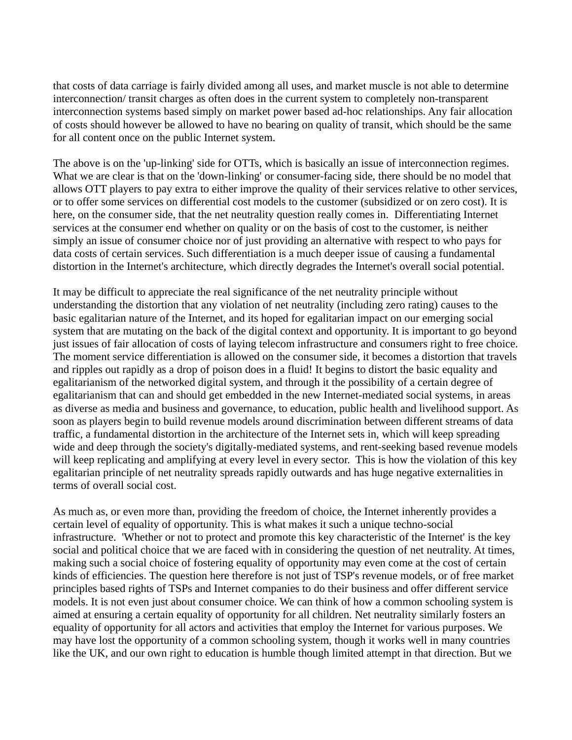that costs of data carriage is fairly divided among all uses, and market muscle is not able to determine interconnection/ transit charges as often does in the current system to completely non-transparent interconnection systems based simply on market power based ad-hoc relationships. Any fair allocation of costs should however be allowed to have no bearing on quality of transit, which should be the same for all content once on the public Internet system.

The above is on the 'up-linking' side for OTTs, which is basically an issue of interconnection regimes. What we are clear is that on the 'down-linking' or consumer-facing side, there should be no model that allows OTT players to pay extra to either improve the quality of their services relative to other services, or to offer some services on differential cost models to the customer (subsidized or on zero cost). It is here, on the consumer side, that the net neutrality question really comes in.  Differentiating Internet services at the consumer end whether on quality or on the basis of cost to the customer, is neither simply an issue of consumer choice nor of just providing an alternative with respect to who pays for data costs of certain services. Such differentiation is a much deeper issue of causing a fundamental distortion in the Internet's architecture, which directly degrades the Internet's overall social potential.

It may be difficult to appreciate the real significance of the net neutrality principle without understanding the distortion that any violation of net neutrality (including zero rating) causes to the basic egalitarian nature of the Internet, and its hoped for egalitarian impact on our emerging social system that are mutating on the back of the digital context and opportunity. It is important to go beyond just issues of fair allocation of costs of laying telecom infrastructure and consumers right to free choice. The moment service differentiation is allowed on the consumer side, it becomes a distortion that travels and ripples out rapidly as a drop of poison does in a fluid! It begins to distort the basic equality and egalitarianism of the networked digital system, and through it the possibility of a certain degree of egalitarianism that can and should get embedded in the new Internet-mediated social systems, in areas as diverse as media and business and governance, to education, public health and livelihood support. As soon as players begin to build revenue models around discrimination between different streams of data traffic, a fundamental distortion in the architecture of the Internet sets in, which will keep spreading wide and deep through the society's digitally-mediated systems, and rent-seeking based revenue models will keep replicating and amplifying at every level in every sector.  This is how the violation of this key egalitarian principle of net neutrality spreads rapidly outwards and has huge negative externalities in terms of overall social cost.

As much as, or even more than, providing the freedom of choice, the Internet inherently provides a certain level of equality of opportunity. This is what makes it such a unique techno-social infrastructure.  'Whether or not to protect and promote this key characteristic of the Internet' is the key social and political choice that we are faced with in considering the question of net neutrality. At times, making such a social choice of fostering equality of opportunity may even come at the cost of certain kinds of efficiencies. The question here therefore is not just of TSP's revenue models, or of free market principles based rights of TSPs and Internet companies to do their business and offer different service models. It is not even just about consumer choice. We can think of how a common schooling system is aimed at ensuring a certain equality of opportunity for all children. Net neutrality similarly fosters an equality of opportunity for all actors and activities that employ the Internet for various purposes. We may have lost the opportunity of a common schooling system, though it works well in many countries like the UK, and our own right to education is humble though limited attempt in that direction. But we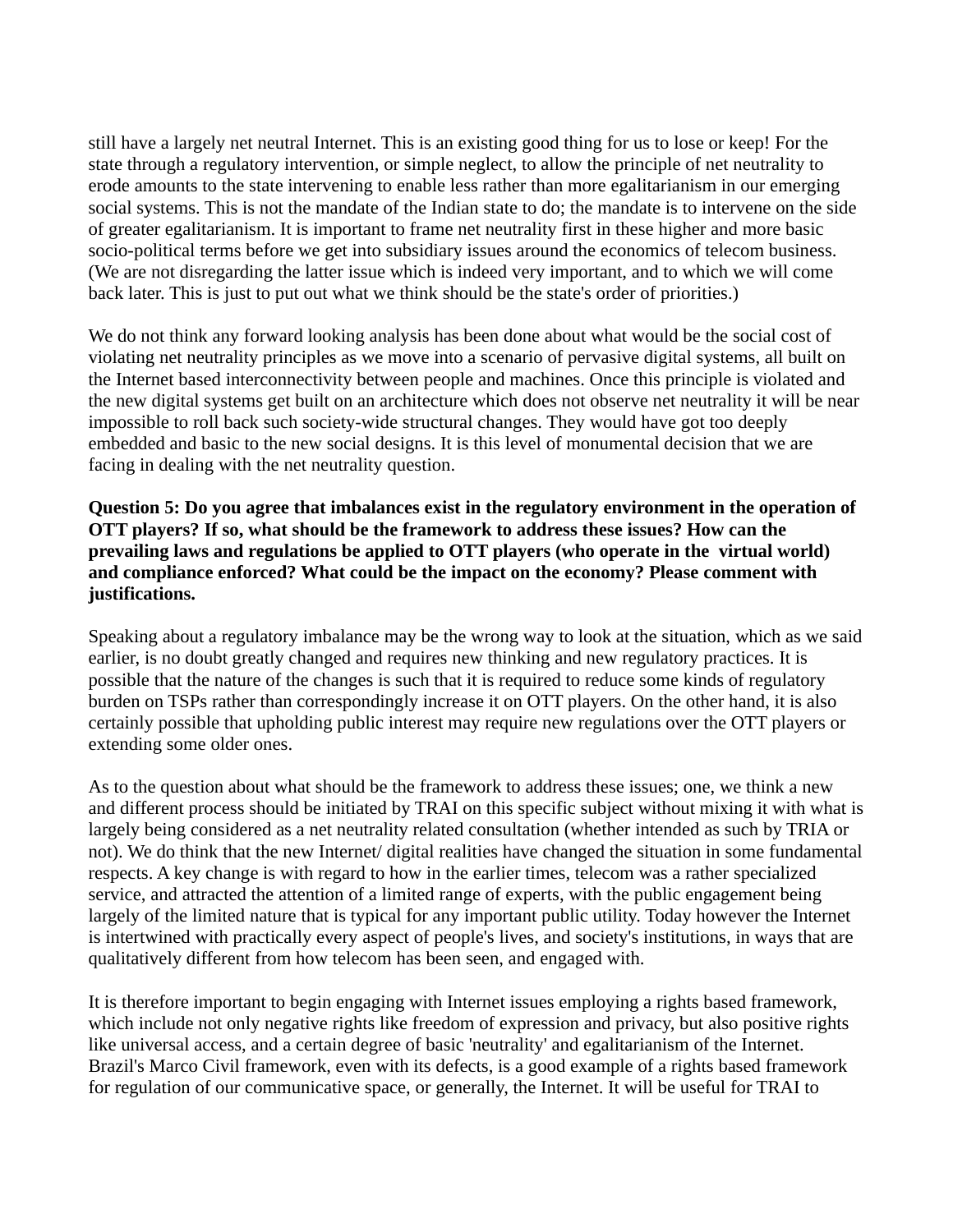still have a largely net neutral Internet. This is an existing good thing for us to lose or keep! For the state through a regulatory intervention, or simple neglect, to allow the principle of net neutrality to erode amounts to the state intervening to enable less rather than more egalitarianism in our emerging social systems. This is not the mandate of the Indian state to do; the mandate is to intervene on the side of greater egalitarianism. It is important to frame net neutrality first in these higher and more basic socio-political terms before we get into subsidiary issues around the economics of telecom business. (We are not disregarding the latter issue which is indeed very important, and to which we will come back later. This is just to put out what we think should be the state's order of priorities.)

We do not think any forward looking analysis has been done about what would be the social cost of violating net neutrality principles as we move into a scenario of pervasive digital systems, all built on the Internet based interconnectivity between people and machines. Once this principle is violated and the new digital systems get built on an architecture which does not observe net neutrality it will be near impossible to roll back such society-wide structural changes. They would have got too deeply embedded and basic to the new social designs. It is this level of monumental decision that we are facing in dealing with the net neutrality question.

**Question 5: Do you agree that imbalances exist in the regulatory environment in the operation of OTT players? If so, what should be the framework to address these issues? How can the prevailing laws and regulations be applied to OTT players (who operate in the virtual world) and compliance enforced? What could be the impact on the economy? Please comment with justifications.**

Speaking about a regulatory imbalance may be the wrong way to look at the situation, which as we said earlier, is no doubt greatly changed and requires new thinking and new regulatory practices. It is possible that the nature of the changes is such that it is required to reduce some kinds of regulatory burden on TSPs rather than correspondingly increase it on OTT players. On the other hand, it is also certainly possible that upholding public interest may require new regulations over the OTT players or extending some older ones.

As to the question about what should be the framework to address these issues; one, we think a new and different process should be initiated by TRAI on this specific subject without mixing it with what is largely being considered as a net neutrality related consultation (whether intended as such by TRIA or not). We do think that the new Internet/ digital realities have changed the situation in some fundamental respects. A key change is with regard to how in the earlier times, telecom was a rather specialized service, and attracted the attention of a limited range of experts, with the public engagement being largely of the limited nature that is typical for any important public utility. Today however the Internet is intertwined with practically every aspect of people's lives, and society's institutions, in ways that are qualitatively different from how telecom has been seen, and engaged with.

It is therefore important to begin engaging with Internet issues employing a rights based framework, which include not only negative rights like freedom of expression and privacy, but also positive rights like universal access, and a certain degree of basic 'neutrality' and egalitarianism of the Internet. Brazil's Marco Civil framework, even with its defects, is a good example of a rights based framework for regulation of our communicative space, or generally, the Internet. It will be useful for TRAI to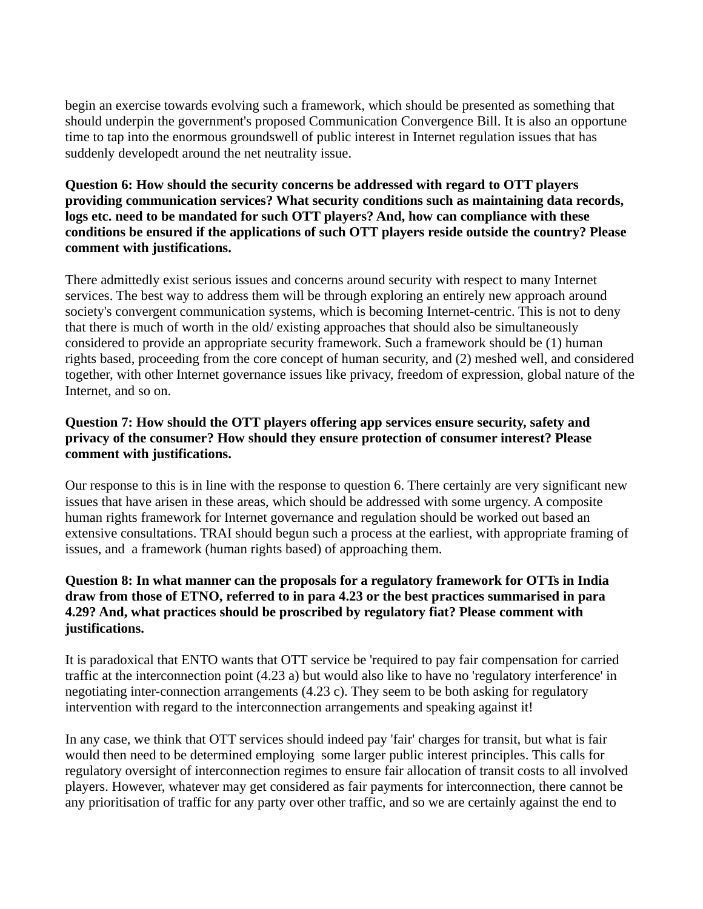begin an exercise towards evolving such a framework, which should be presented as something that should underpin the government's proposed Communication Convergence Bill. It is also an opportune time to tap into the enormous groundswell of public interest in Internet regulation issues that has suddenly developedt around the net neutrality issue.

**Question 6: How should the security concerns be addressed with regard to OTT players providing communication services? What security conditions such as maintaining data records, logs etc. need to be mandated for such OTT players? And, how can compliance with these conditions be ensured if the applications of such OTT players reside outside the country? Please comment with justifications.**

There admittedly exist serious issues and concerns around security with respect to many Internet services. The best way to address them will be through exploring an entirely new approach around society's convergent communication systems, which is becoming Internet-centric. This is not to deny that there is much of worth in the old/ existing approaches that should also be simultaneously considered to provide an appropriate security framework. Such a framework should be (1) human rights based, proceeding from the core concept of human security, and (2) meshed well, and considered together, with other Internet governance issues like privacy, freedom of expression, global nature of the Internet, and so on.

**Question 7: How should the OTT players offering app services ensure security, safety and privacy of the consumer? How should they ensure protection of consumer interest? Please comment with justifications.**

Our response to this is in line with the response to question 6. There certainly are very significant new issues that have arisen in these areas, which should be addressed with some urgency. A composite human rights framework for Internet governance and regulation should be worked out based an extensive consultations. TRAI should begun such a process at the earliest, with appropriate framing of issues, and  a framework (human rights based) of approaching them.

**Question 8: In what manner can the proposals for a regulatory framework for OTTs in India draw from those of ETNO, referred to in para 4.23 or the best practices summarised in para 4.29? And, what practices should be proscribed by regulatory fiat? Please comment with justifications.**

It is paradoxical that ENTO wants that OTT service be 'required to pay fair compensation for carried traffic at the interconnection point (4.23 a) but would also like to have no 'regulatory interference' in negotiating inter-connection arrangements (4.23 c). They seem to be both asking for regulatory intervention with regard to the interconnection arrangements and speaking against it!

In any case, we think that OTT services should indeed pay 'fair' charges for transit, but what is fair would then need to be determined employing  some larger public interest principles. This calls for regulatory oversight of interconnection regimes to ensure fair allocation of transit costs to all involved players. However, whatever may get considered as fair payments for interconnection, there cannot be any prioritisation of traffic for any party over other traffic, and so we are certainly against the end to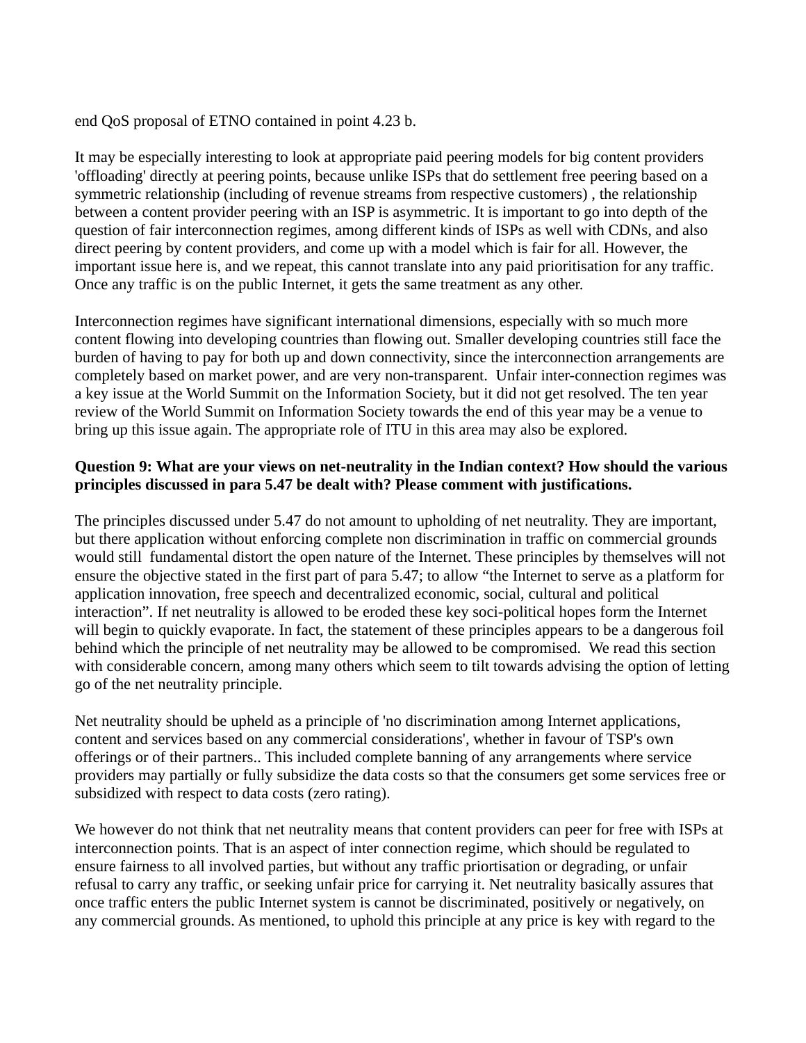end QoS proposal of ETNO contained in point 4.23 b.

It may be especially interesting to look at appropriate paid peering models for big content providers 'offloading' directly at peering points, because unlike ISPs that do settlement free peering based on a symmetric relationship (including of revenue streams from respective customers) , the relationship between a content provider peering with an ISP is asymmetric. It is important to go into depth of the question of fair interconnection regimes, among different kinds of ISPs as well with CDNs, and also direct peering by content providers, and come up with a model which is fair for all. However, the important issue here is, and we repeat, this cannot translate into any paid prioritisation for any traffic. Once any traffic is on the public Internet, it gets the same treatment as any other.

Interconnection regimes have significant international dimensions, especially with so much more content flowing into developing countries than flowing out. Smaller developing countries still face the burden of having to pay for both up and down connectivity, since the interconnection arrangements are completely based on market power, and are very non-transparent. Unfair inter-connection regimes was a key issue at the World Summit on the Information Society, but it did not get resolved. The ten year review of the World Summit on Information Society towards the end of this year may be a venue to bring up this issue again. The appropriate role of ITU in this area may also be explored.

**Question 9: What are your views on net-neutrality in the Indian context? How should the various principles discussed in para 5.47 be dealt with? Please comment with justifications.**

The principles discussed under 5.47 do not amount to upholding of net neutrality. They are important, but there application without enforcing complete non discrimination in traffic on commercial grounds would still fundamental distort the open nature of the Internet. These principles by themselves will not ensure the objective stated in the first part of para 5.47; to allow “the Internet to serve as a platform for application innovation, free speech and decentralized economic, social, cultural and political interaction”. If net neutrality is allowed to be eroded these key soci-political hopes form the Internet will begin to quickly evaporate. In fact, the statement of these principles appears to be a dangerous foil behind which the principle of net neutrality may be allowed to be compromised. We read this section with considerable concern, among many others which seem to tilt towards advising the option of letting go of the net neutrality principle.

Net neutrality should be upheld as a principle of 'no discrimination among Internet applications, content and services based on any commercial considerations', whether in favour of TSP's own offerings or of their partners.. This included complete banning of any arrangements where service providers may partially or fully subsidize the data costs so that the consumers get some services free or subsidized with respect to data costs (zero rating).

We however do not think that net neutrality means that content providers can peer for free with ISPs at interconnection points. That is an aspect of inter connection regime, which should be regulated to ensure fairness to all involved parties, but without any traffic priortisation or degrading, or unfair refusal to carry any traffic, or seeking unfair price for carrying it. Net neutrality basically assures that once traffic enters the public Internet system is cannot be discriminated, positively or negatively, on any commercial grounds. As mentioned, to uphold this principle at any price is key with regard to the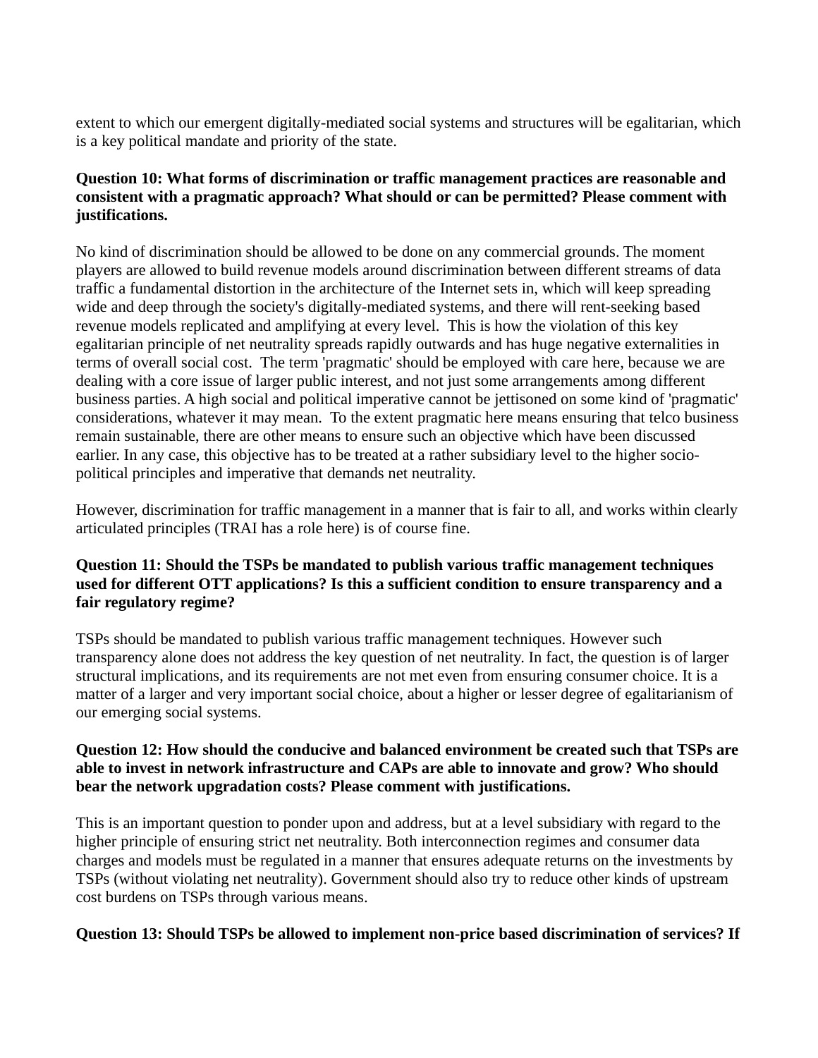extent to which our emergent digitally-mediated social systems and structures will be egalitarian, which is a key political mandate and priority of the state.

**Question 10: What forms of discrimination or traffic management practices are reasonable and consistent with a pragmatic approach? What should or can be permitted? Please comment with justifications.**

No kind of discrimination should be allowed to be done on any commercial grounds. The moment players are allowed to build revenue models around discrimination between different streams of data traffic a fundamental distortion in the architecture of the Internet sets in, which will keep spreading wide and deep through the society's digitally-mediated systems, and there will rent-seeking based revenue models replicated and amplifying at every level. This is how the violation of this key egalitarian principle of net neutrality spreads rapidly outwards and has huge negative externalities in terms of overall social cost. The term 'pragmatic' should be employed with care here, because we are dealing with a core issue of larger public interest, and not just some arrangements among different business parties. A high social and political imperative cannot be jettisoned on some kind of 'pragmatic' considerations, whatever it may mean. To the extent pragmatic here means ensuring that telco business remain sustainable, there are other means to ensure such an objective which have been discussed earlier. In any case, this objective has to be treated at a rather subsidiary level to the higher socio-political principles and imperative that demands net neutrality.

However, discrimination for traffic management in a manner that is fair to all, and works within clearly articulated principles (TRAI has a role here) is of course fine.

**Question 11: Should the TSPs be mandated to publish various traffic management techniques used for different OTT applications? Is this a sufficient condition to ensure transparency and a fair regulatory regime?**

TSPs should be mandated to publish various traffic management techniques. However such transparency alone does not address the key question of net neutrality. In fact, the question is of larger structural implications, and its requirements are not met even from ensuring consumer choice. It is a matter of a larger and very important social choice, about a higher or lesser degree of egalitarianism of our emerging social systems.

**Question 12: How should the conducive and balanced environment be created such that TSPs are able to invest in network infrastructure and CAPs are able to innovate and grow? Who should bear the network upgradation costs? Please comment with justifications.**

This is an important question to ponder upon and address, but at a level subsidiary with regard to the higher principle of ensuring strict net neutrality. Both interconnection regimes and consumer data charges and models must be regulated in a manner that ensures adequate returns on the investments by TSPs (without violating net neutrality). Government should also try to reduce other kinds of upstream cost burdens on TSPs through various means.

**Question 13: Should TSPs be allowed to implement non-price based discrimination of services? If**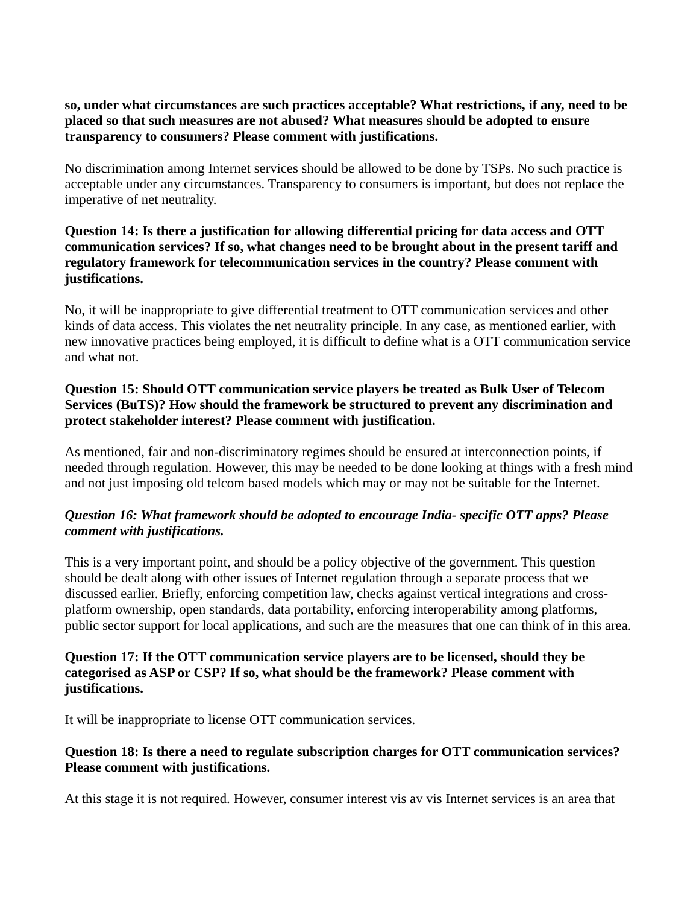**so, under what circumstances are such practices acceptable? What restrictions, if any, need to be placed so that such measures are not abused? What measures should be adopted to ensure transparency to consumers? Please comment with justifications.**

No discrimination among Internet services should be allowed to be done by TSPs. No such practice is acceptable under any circumstances. Transparency to consumers is important, but does not replace the imperative of net neutrality.

**Question 14: Is there a justification for allowing differential pricing for data access and OTT communication services? If so, what changes need to be brought about in the present tariff and regulatory framework for telecommunication services in the country? Please comment with justifications.**

No, it will be inappropriate to give differential treatment to OTT communication services and other kinds of data access. This violates the net neutrality principle. In any case, as mentioned earlier, with new innovative practices being employed, it is difficult to define what is a OTT communication service and what not.

**Question 15: Should OTT communication service players be treated as Bulk User of Telecom Services (BuTS)? How should the framework be structured to prevent any discrimination and protect stakeholder interest? Please comment with justification.**

As mentioned, fair and non-discriminatory regimes should be ensured at interconnection points, if needed through regulation. However, this may be needed to be done looking at things with a fresh mind and not just imposing old telcom based models which may or may not be suitable for the Internet.

***Question 16: What framework should be adopted to encourage India- specific OTT apps? Please comment with justifications.***

This is a very important point, and should be a policy objective of the government. This question should be dealt along with other issues of Internet regulation through a separate process that we discussed earlier. Briefly, enforcing competition law, checks against vertical integrations and cross-platform ownership, open standards, data portability, enforcing interoperability among platforms, public sector support for local applications, and such are the measures that one can think of in this area.

**Question 17: If the OTT communication service players are to be licensed, should they be categorised as ASP or CSP? If so, what should be the framework? Please comment with justifications.**

It will be inappropriate to license OTT communication services.

**Question 18: Is there a need to regulate subscription charges for OTT communication services? Please comment with justifications.**

At this stage it is not required. However, consumer interest vis av vis Internet services is an area that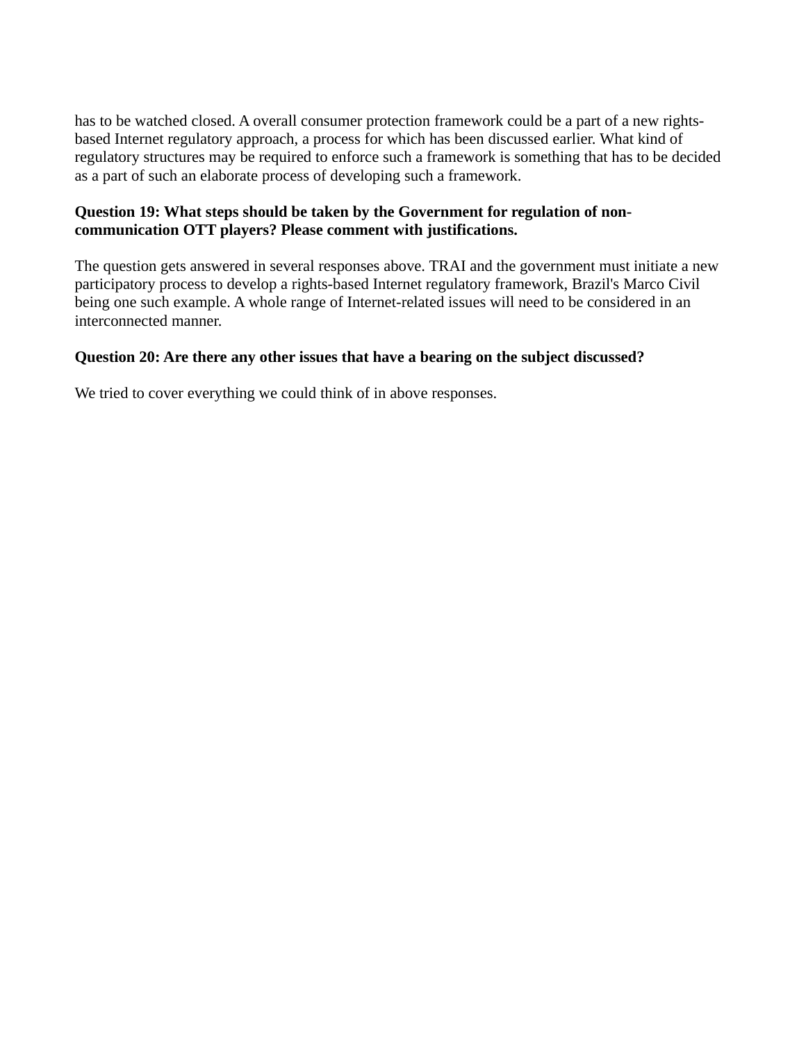has to be watched closed. A overall consumer protection framework could be a part of a new rights-based Internet regulatory approach, a process for which has been discussed earlier. What kind of regulatory structures may be required to enforce such a framework is something that has to be decided as a part of such an elaborate process of developing such a framework.

**Question 19: What steps should be taken by the Government for regulation of non-communication OTT players? Please comment with justifications.**

The question gets answered in several responses above. TRAI and the government must initiate a new participatory process to develop a rights-based Internet regulatory framework, Brazil's Marco Civil being one such example. A whole range of Internet-related issues will need to be considered in an interconnected manner.

**Question 20: Are there any other issues that have a bearing on the subject discussed?**

We tried to cover everything we could think of in above responses.